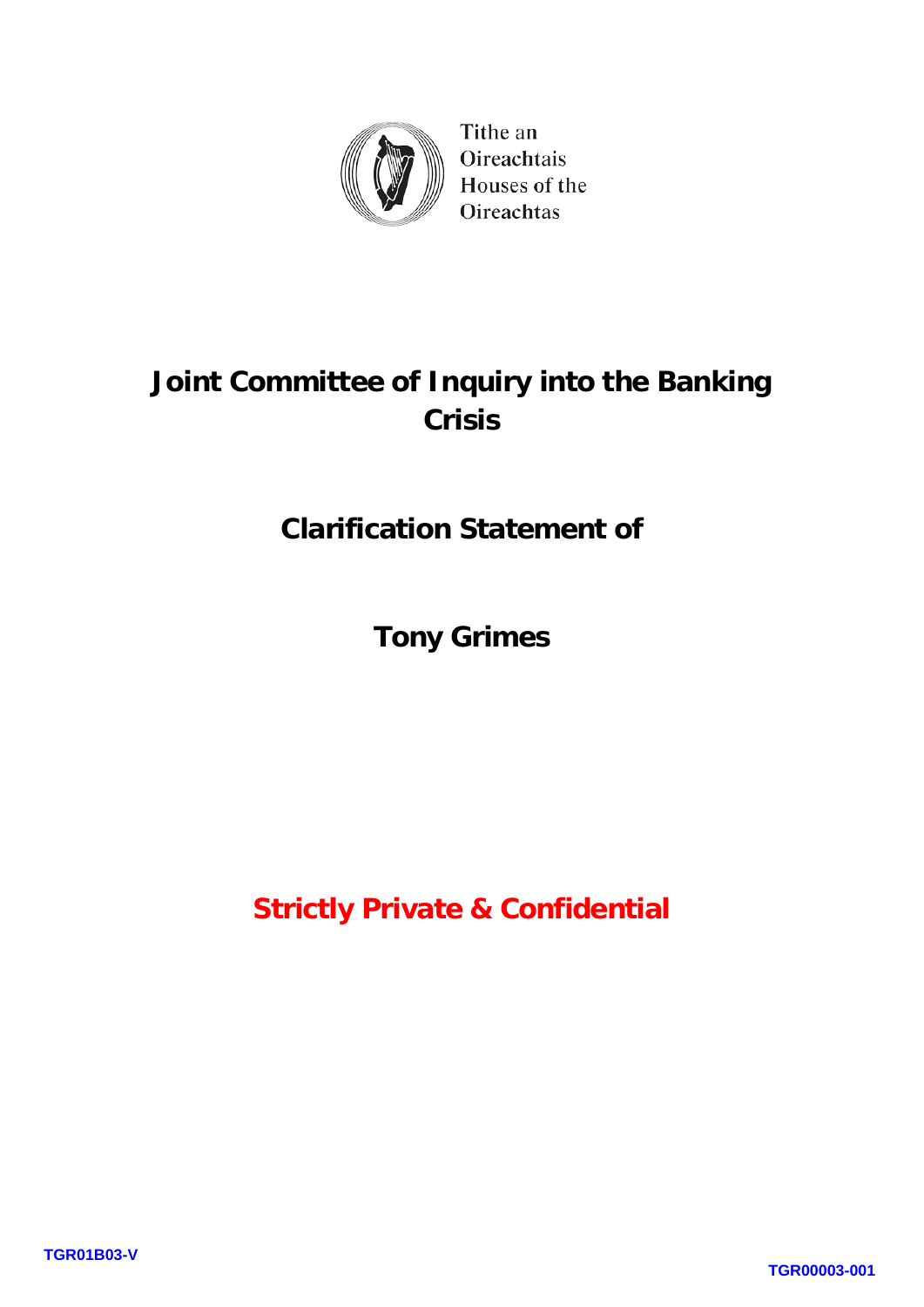Tithe an Oireachtais
Houses of the Oireachtas

# Joint Committee of Inquiry into the Banking Crisis

## Clarification Statement of

## Tony Grimes

**Strictly Private & Confidential**

TGR01B03-V

TGR00003-001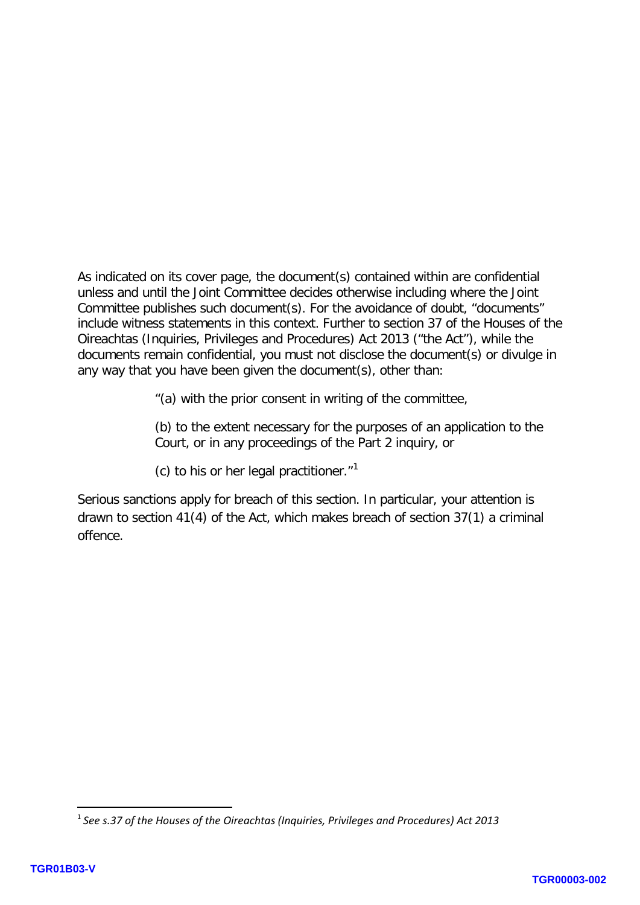As indicated on its cover page, the document(s) contained within are confidential unless and until the Joint Committee decides otherwise including where the Joint Committee publishes such document(s). For the avoidance of doubt, "documents" include witness statements in this context. Further to section 37 of the Houses of the Oireachtas (Inquiries, Privileges and Procedures) Act 2013 ("the Act"), while the documents remain confidential, you must not disclose the document(s) or divulge in any way that you have been given the document(s), other than:

> "(a) with the prior consent in writing of the committee,
>
> (b) to the extent necessary for the purposes of an application to the Court, or in any proceedings of the Part 2 inquiry, or
>
> (c) to his or her legal practitioner."[1]

Serious sanctions apply for breach of this section. In particular, your attention is drawn to section 41(4) of the Act, which makes breach of section 37(1) a criminal offence.

---

[1] *See s.37 of the Houses of the Oireachtas (Inquiries, Privileges and Procedures) Act 2013*

TGR01B03-V

TGR00003-002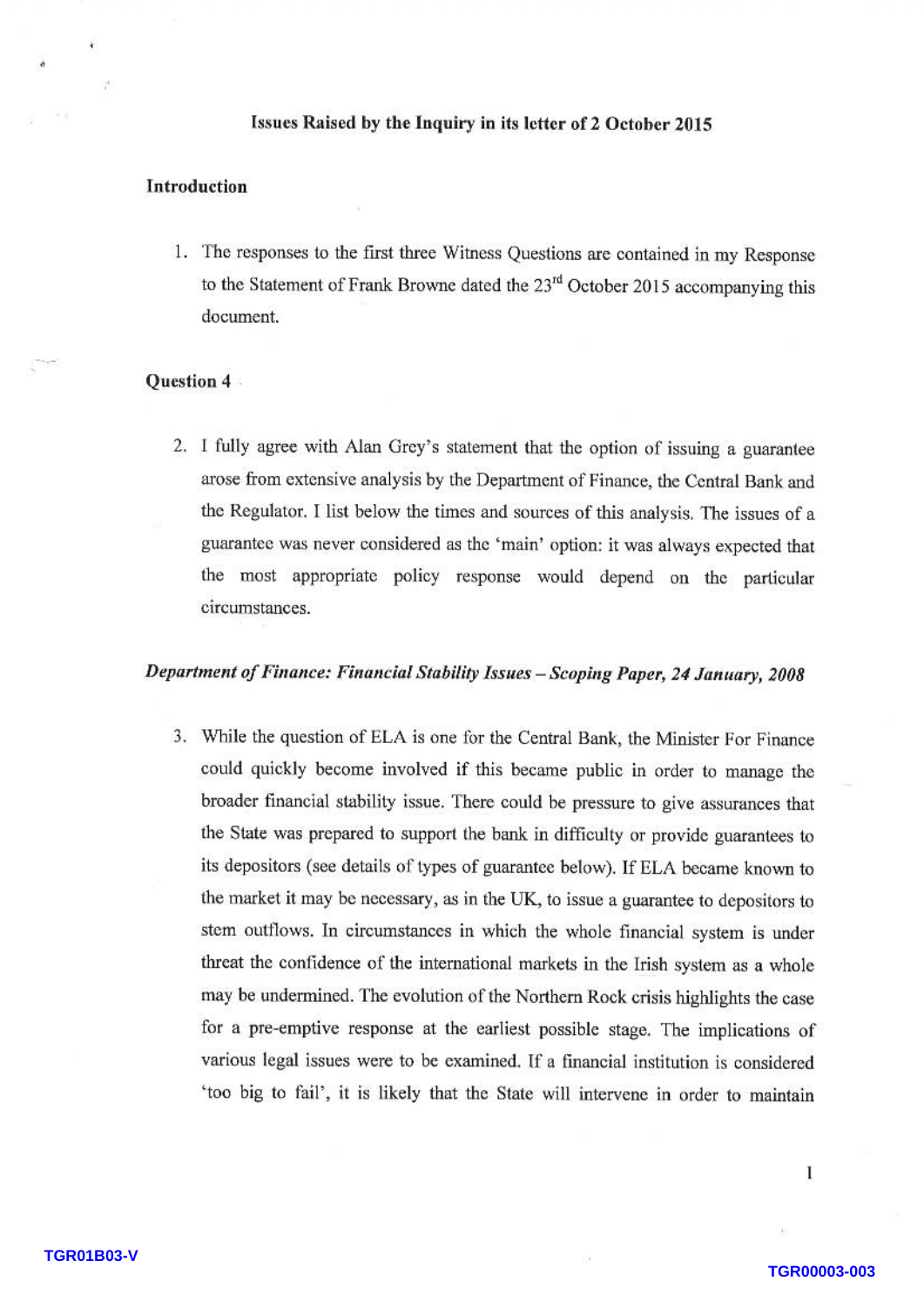### Issues Raised by the Inquiry in its letter of 2 October 2015

#### Introduction

1. The responses to the first three Witness Questions are contained in my Response to the Statement of Frank Browne dated the 23rd October 2015 accompanying this document.

#### Question 4

2. I fully agree with Alan Grey's statement that the option of issuing a guarantee arose from extensive analysis by the Department of Finance, the Central Bank and the Regulator. I list below the times and sources of this analysis. The issues of a guarantee was never considered as the 'main' option: it was always expected that the most appropriate policy response would depend on the particular circumstances.

***Department of Finance: Financial Stability Issues – Scoping Paper, 24 January, 2008***

3. While the question of ELA is one for the Central Bank, the Minister For Finance could quickly become involved if this became public in order to manage the broader financial stability issue. There could be pressure to give assurances that the State was prepared to support the bank in difficulty or provide guarantees to its depositors (see details of types of guarantee below). If ELA became known to the market it may be necessary, as in the UK, to issue a guarantee to depositors to stem outflows. In circumstances in which the whole financial system is under threat the confidence of the international markets in the Irish system as a whole may be undermined. The evolution of the Northern Rock crisis highlights the case for a pre-emptive response at the earliest possible stage. The implications of various legal issues were to be examined. If a financial institution is considered 'too big to fail', it is likely that the State will intervene in order to maintain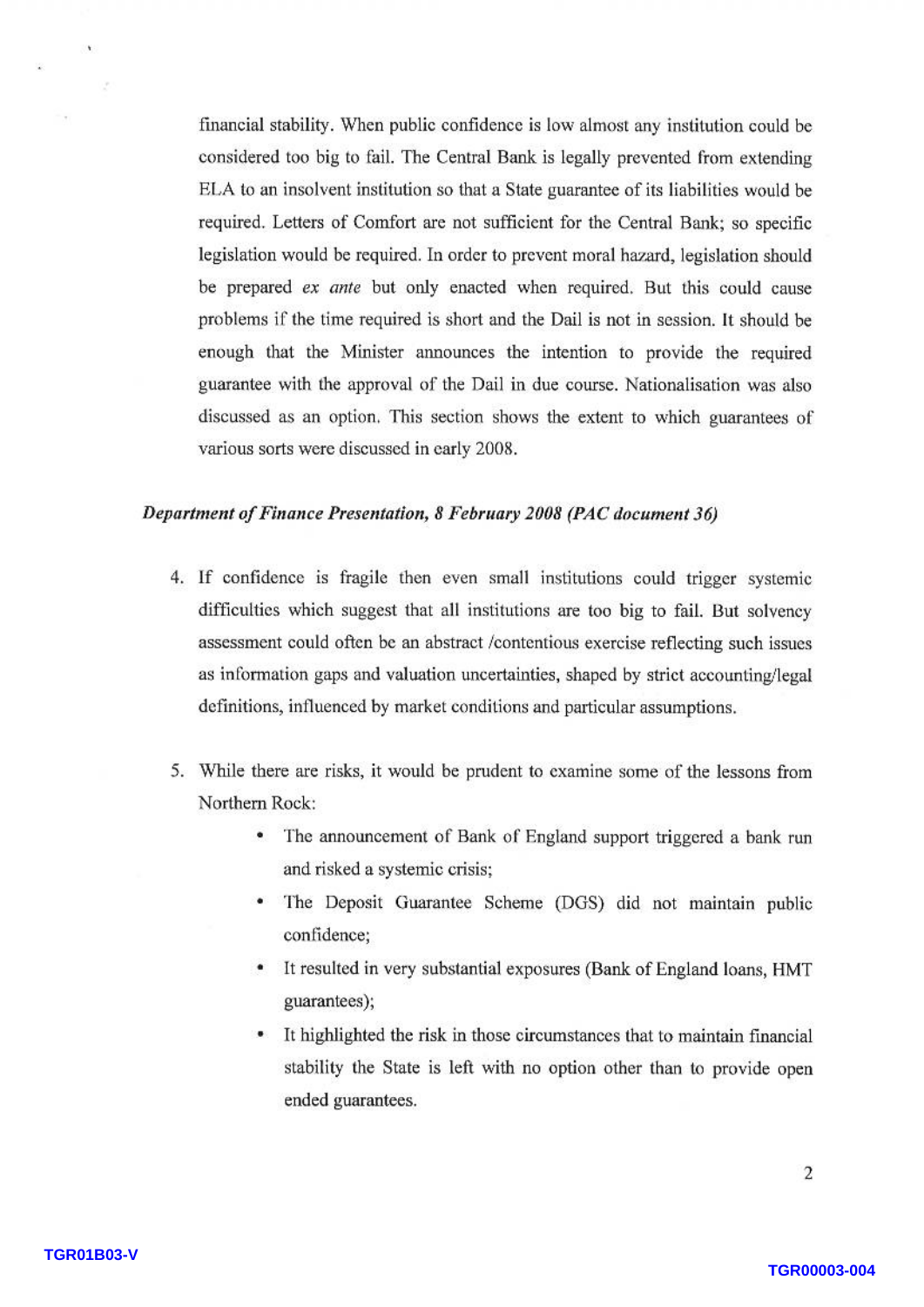financial stability. When public confidence is low almost any institution could be considered too big to fail. The Central Bank is legally prevented from extending ELA to an insolvent institution so that a State guarantee of its liabilities would be required. Letters of Comfort are not sufficient for the Central Bank; so specific legislation would be required. In order to prevent moral hazard, legislation should be prepared *ex ante* but only enacted when required. But this could cause problems if the time required is short and the Dail is not in session. It should be enough that the Minister announces the intention to provide the required guarantee with the approval of the Dail in due course. Nationalisation was also discussed as an option. This section shows the extent to which guarantees of various sorts were discussed in early 2008.

***Department of Finance Presentation, 8 February 2008 (PAC document 36)***

4. If confidence is fragile then even small institutions could trigger systemic difficulties which suggest that all institutions are too big to fail. But solvency assessment could often be an abstract /contentious exercise reflecting such issues as information gaps and valuation uncertainties, shaped by strict accounting/legal definitions, influenced by market conditions and particular assumptions.

5. While there are risks, it would be prudent to examine some of the lessons from Northern Rock:
   - The announcement of Bank of England support triggered a bank run and risked a systemic crisis;
   - The Deposit Guarantee Scheme (DGS) did not maintain public confidence;
   - It resulted in very substantial exposures (Bank of England loans, HMT guarantees);
   - It highlighted the risk in those circumstances that to maintain financial stability the State is left with no option other than to provide open ended guarantees.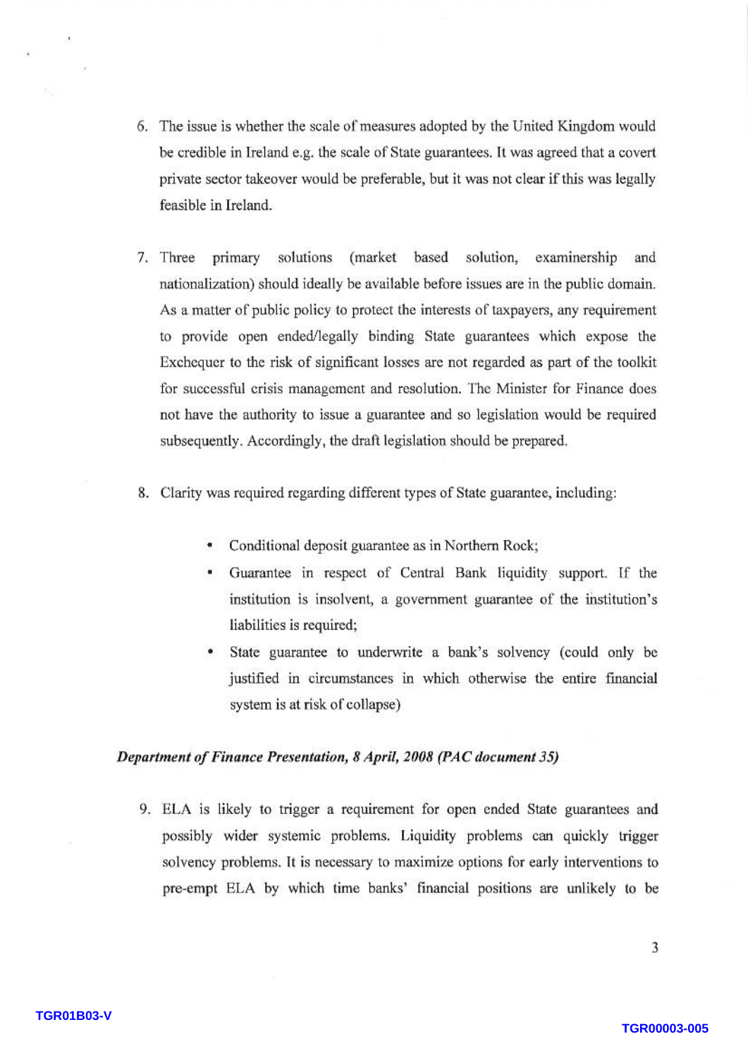6. The issue is whether the scale of measures adopted by the United Kingdom would be credible in Ireland e.g. the scale of State guarantees. It was agreed that a covert private sector takeover would be preferable, but it was not clear if this was legally feasible in Ireland.

7. Three primary solutions (market based solution, examinership and nationalization) should ideally be available before issues are in the public domain. As a matter of public policy to protect the interests of taxpayers, any requirement to provide open ended/legally binding State guarantees which expose the Exchequer to the risk of significant losses are not regarded as part of the toolkit for successful crisis management and resolution. The Minister for Finance does not have the authority to issue a guarantee and so legislation would be required subsequently. Accordingly, the draft legislation should be prepared.

8. Clarity was required regarding different types of State guarantee, including:

   - Conditional deposit guarantee as in Northern Rock;
   - Guarantee in respect of Central Bank liquidity support. If the institution is insolvent, a government guarantee of the institution's liabilities is required;
   - State guarantee to underwrite a bank's solvency (could only be justified in circumstances in which otherwise the entire financial system is at risk of collapse)

***Department of Finance Presentation, 8 April, 2008 (PAC document 35)***

9. ELA is likely to trigger a requirement for open ended State guarantees and possibly wider systemic problems. Liquidity problems can quickly trigger solvency problems. It is necessary to maximize options for early interventions to pre-empt ELA by which time banks' financial positions are unlikely to be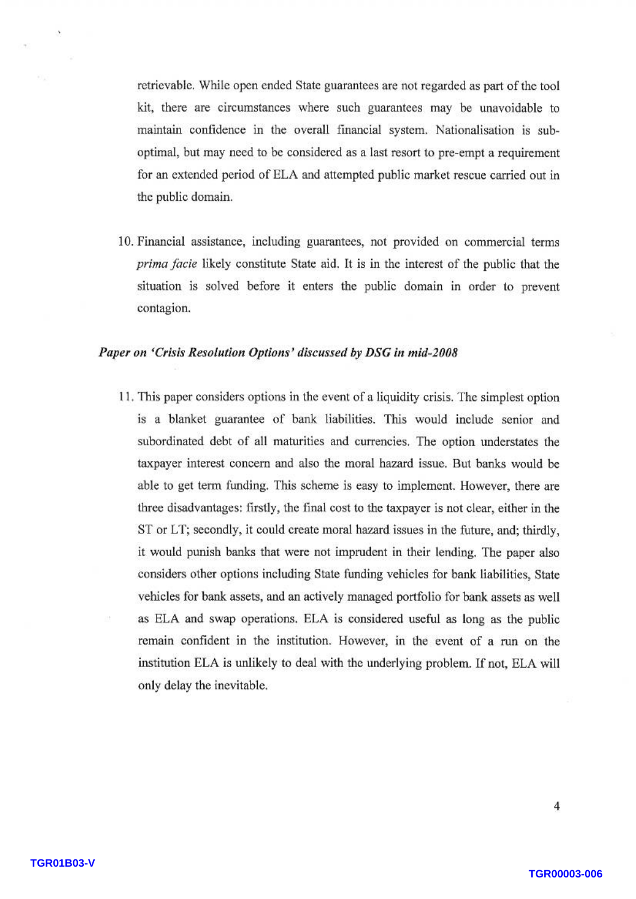retrievable. While open ended State guarantees are not regarded as part of the tool kit, there are circumstances where such guarantees may be unavoidable to maintain confidence in the overall financial system. Nationalisation is sub-optimal, but may need to be considered as a last resort to pre-empt a requirement for an extended period of ELA and attempted public market rescue carried out in the public domain.

10. Financial assistance, including guarantees, not provided on commercial terms *prima facie* likely constitute State aid. It is in the interest of the public that the situation is solved before it enters the public domain in order to prevent contagion.

***Paper on 'Crisis Resolution Options' discussed by DSG in mid-2008***

11. This paper considers options in the event of a liquidity crisis. The simplest option is a blanket guarantee of bank liabilities. This would include senior and subordinated debt of all maturities and currencies. The option understates the taxpayer interest concern and also the moral hazard issue. But banks would be able to get term funding. This scheme is easy to implement. However, there are three disadvantages: firstly, the final cost to the taxpayer is not clear, either in the ST or LT; secondly, it could create moral hazard issues in the future, and; thirdly, it would punish banks that were not imprudent in their lending. The paper also considers other options including State funding vehicles for bank liabilities, State vehicles for bank assets, and an actively managed portfolio for bank assets as well as ELA and swap operations. ELA is considered useful as long as the public remain confident in the institution. However, in the event of a run on the institution ELA is unlikely to deal with the underlying problem. If not, ELA will only delay the inevitable.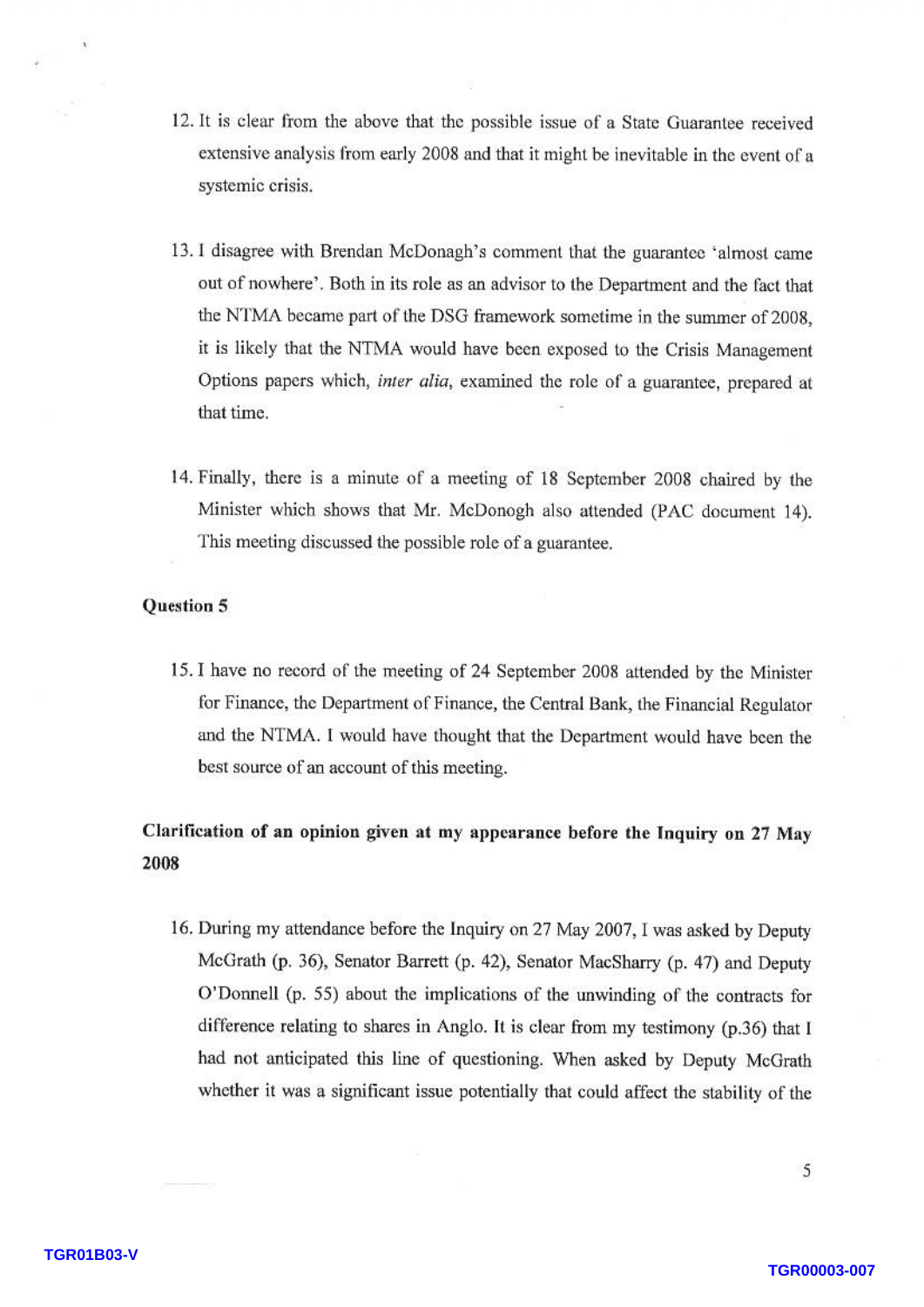12. It is clear from the above that the possible issue of a State Guarantee received extensive analysis from early 2008 and that it might be inevitable in the event of a systemic crisis.

13. I disagree with Brendan McDonagh's comment that the guarantee 'almost came out of nowhere'. Both in its role as an advisor to the Department and the fact that the NTMA became part of the DSG framework sometime in the summer of 2008, it is likely that the NTMA would have been exposed to the Crisis Management Options papers which, *inter alia*, examined the role of a guarantee, prepared at that time.

14. Finally, there is a minute of a meeting of 18 September 2008 chaired by the Minister which shows that Mr. McDonogh also attended (PAC document 14). This meeting discussed the possible role of a guarantee.

**Question 5**

15. I have no record of the meeting of 24 September 2008 attended by the Minister for Finance, the Department of Finance, the Central Bank, the Financial Regulator and the NTMA. I would have thought that the Department would have been the best source of an account of this meeting.

**Clarification of an opinion given at my appearance before the Inquiry on 27 May 2008**

16. During my attendance before the Inquiry on 27 May 2007, I was asked by Deputy McGrath (p. 36), Senator Barrett (p. 42), Senator MacSharry (p. 47) and Deputy O'Donnell (p. 55) about the implications of the unwinding of the contracts for difference relating to shares in Anglo. It is clear from my testimony (p.36) that I had not anticipated this line of questioning. When asked by Deputy McGrath whether it was a significant issue potentially that could affect the stability of the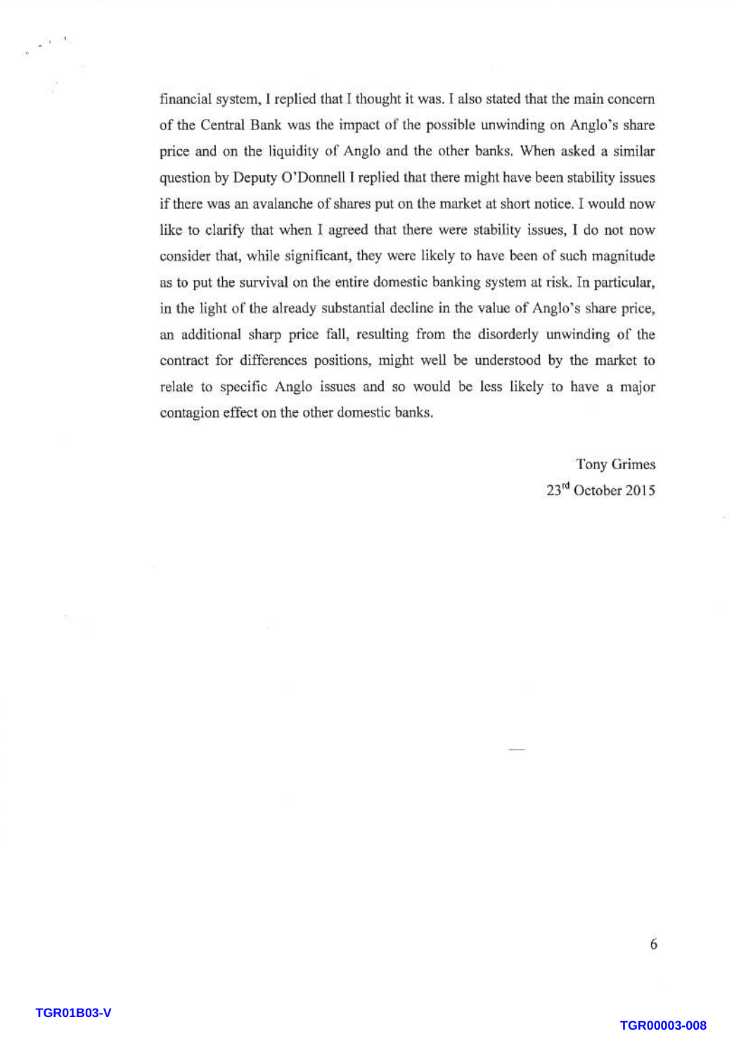financial system, I replied that I thought it was. I also stated that the main concern of the Central Bank was the impact of the possible unwinding on Anglo's share price and on the liquidity of Anglo and the other banks. When asked a similar question by Deputy O'Donnell I replied that there might have been stability issues if there was an avalanche of shares put on the market at short notice. I would now like to clarify that when I agreed that there were stability issues, I do not now consider that, while significant, they were likely to have been of such magnitude as to put the survival on the entire domestic banking system at risk. In particular, in the light of the already substantial decline in the value of Anglo's share price, an additional sharp price fall, resulting from the disorderly unwinding of the contract for differences positions, might well be understood by the market to relate to specific Anglo issues and so would be less likely to have a major contagion effect on the other domestic banks.

Tony Grimes
23rd October 2015

TGR01B03-V

TGR00003-008